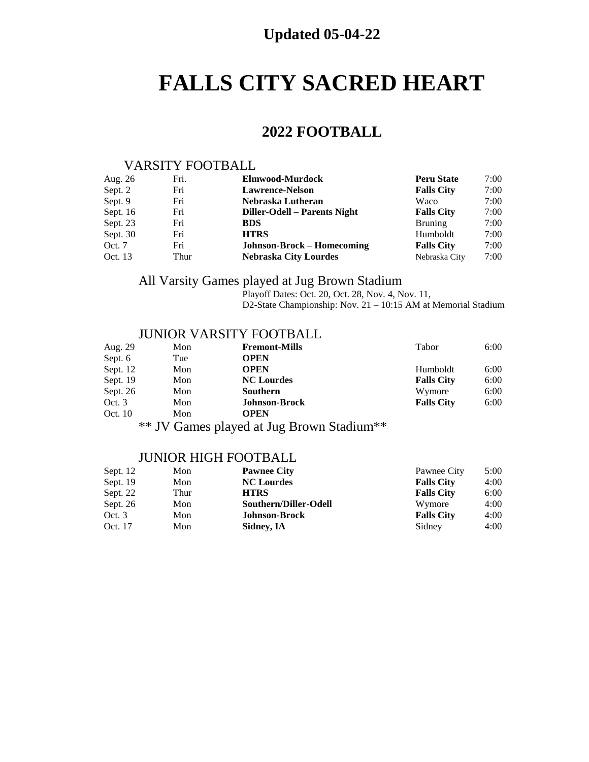**Updated 05-04-22**

# FALLS CITY SACRED HEART

## 2022 FOOTBALL

### VARSITY FOOTBALL

| Date | Day | Opponent | Location | Time |
|---|---|---|---|---|
| Aug. 26 | Fri. | **Elmwood-Murdock** | **Peru State** | 7:00 |
| Sept. 2 | Fri | **Lawrence-Nelson** | **Falls City** | 7:00 |
| Sept. 9 | Fri | **Nebraska Lutheran** | Waco | 7:00 |
| Sept. 16 | Fri | **Diller-Odell – Parents Night** | **Falls City** | 7:00 |
| Sept. 23 | Fri | **BDS** | Bruning | 7:00 |
| Sept. 30 | Fri | **HTRS** | Humboldt | 7:00 |
| Oct. 7 | Fri | **Johnson-Brock – Homecoming** | **Falls City** | 7:00 |
| Oct. 13 | Thur | **Nebraska City Lourdes** | Nebraska City | 7:00 |

All Varsity Games played at Jug Brown Stadium

Playoff Dates: Oct. 20, Oct. 28, Nov. 4, Nov. 11,
D2-State Championship: Nov. 21 – 10:15 AM at Memorial Stadium

### JUNIOR VARSITY FOOTBALL

| Date | Day | Opponent | Location | Time |
|---|---|---|---|---|
| Aug. 29 | Mon | **Fremont-Mills** | Tabor | 6:00 |
| Sept. 6 | Tue | **OPEN** | | |
| Sept. 12 | Mon | **OPEN** | Humboldt | 6:00 |
| Sept. 19 | Mon | **NC Lourdes** | **Falls City** | 6:00 |
| Sept. 26 | Mon | **Southern** | Wymore | 6:00 |
| Oct. 3 | Mon | **Johnson-Brock** | **Falls City** | 6:00 |
| Oct. 10 | Mon | **OPEN** | | |

** JV Games played at Jug Brown Stadium**

### JUNIOR HIGH FOOTBALL

| Date | Day | Opponent | Location | Time |
|---|---|---|---|---|
| Sept. 12 | Mon | **Pawnee City** | Pawnee City | 5:00 |
| Sept. 19 | Mon | **NC Lourdes** | **Falls City** | 4:00 |
| Sept. 22 | Thur | **HTRS** | **Falls City** | 6:00 |
| Sept. 26 | Mon | **Southern/Diller-Odell** | Wymore | 4:00 |
| Oct. 3 | Mon | **Johnson-Brock** | **Falls City** | 4:00 |
| Oct. 17 | Mon | **Sidney, IA** | Sidney | 4:00 |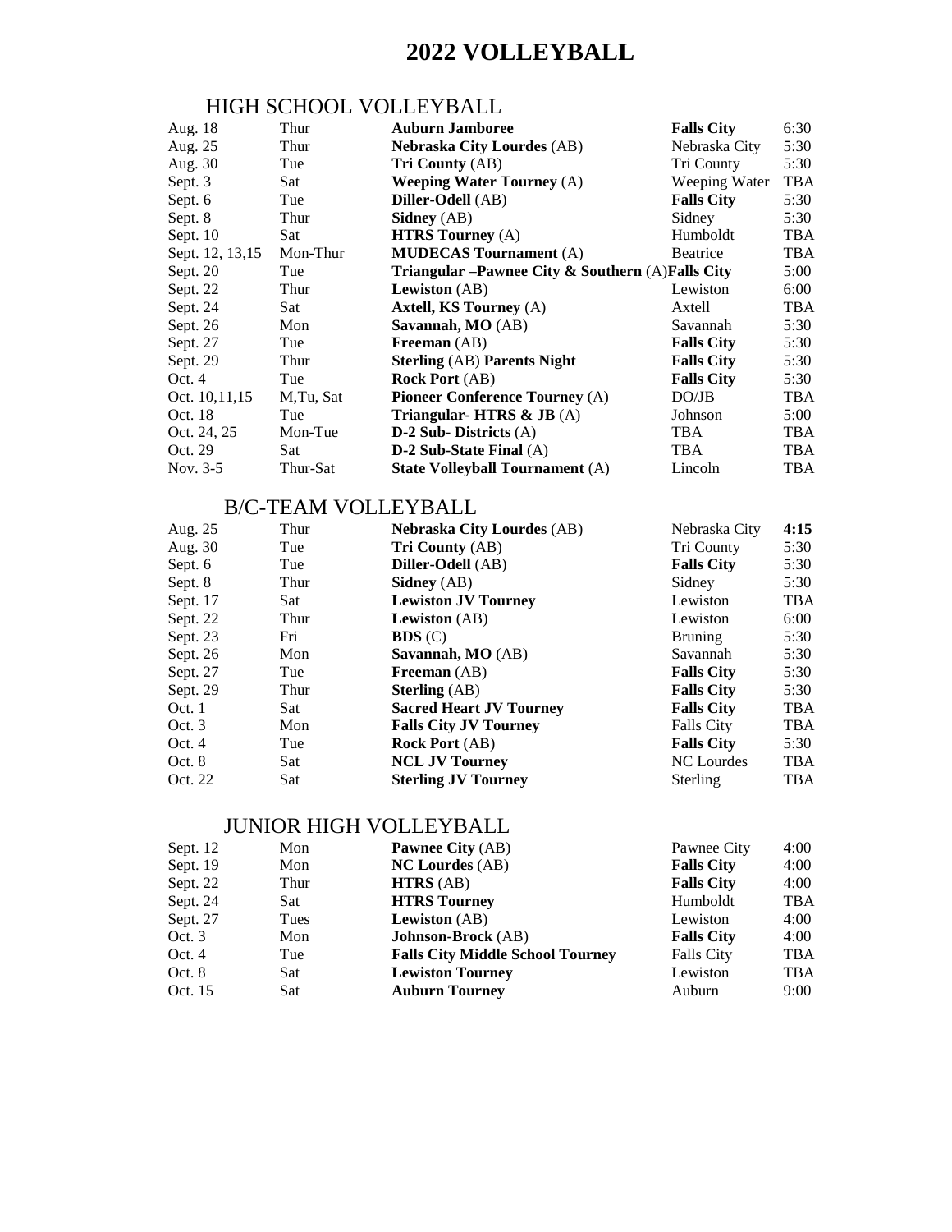# 2022 VOLLEYBALL

## HIGH SCHOOL VOLLEYBALL

| | | | | |
|---|---|---|---|---|
| Aug. 18 | Thur | **Auburn Jamboree** | **Falls City** | 6:30 |
| Aug. 25 | Thur | **Nebraska City Lourdes** (AB) | Nebraska City | 5:30 |
| Aug. 30 | Tue | **Tri County** (AB) | Tri County | 5:30 |
| Sept. 3 | Sat | **Weeping Water Tourney** (A) | Weeping Water | TBA |
| Sept. 6 | Tue | **Diller-Odell** (AB) | **Falls City** | 5:30 |
| Sept. 8 | Thur | **Sidney** (AB) | Sidney | 5:30 |
| Sept. 10 | Sat | **HTRS Tourney** (A) | Humboldt | TBA |
| Sept. 12, 13,15 | Mon-Thur | **MUDECAS Tournament** (A) | Beatrice | TBA |
| Sept. 20 | Tue | **Triangular –Pawnee City & Southern** (A) | **Falls City** | 5:00 |
| Sept. 22 | Thur | **Lewiston** (AB) | Lewiston | 6:00 |
| Sept. 24 | Sat | **Axtell, KS Tourney** (A) | Axtell | TBA |
| Sept. 26 | Mon | **Savannah, MO** (AB) | Savannah | 5:30 |
| Sept. 27 | Tue | **Freeman** (AB) | **Falls City** | 5:30 |
| Sept. 29 | Thur | **Sterling** (AB) **Parents Night** | **Falls City** | 5:30 |
| Oct. 4 | Tue | **Rock Port** (AB) | **Falls City** | 5:30 |
| Oct. 10,11,15 | M,Tu, Sat | **Pioneer Conference Tourney** (A) | DO/JB | TBA |
| Oct. 18 | Tue | **Triangular- HTRS & JB** (A) | Johnson | 5:00 |
| Oct. 24, 25 | Mon-Tue | **D-2 Sub- Districts** (A) | TBA | TBA |
| Oct. 29 | Sat | **D-2 Sub-State Final** (A) | TBA | TBA |
| Nov. 3-5 | Thur-Sat | **State Volleyball Tournament** (A) | Lincoln | TBA |

## B/C-TEAM VOLLEYBALL

| | | | | |
|---|---|---|---|---|
| Aug. 25 | Thur | **Nebraska City Lourdes** (AB) | Nebraska City | **4:15** |
| Aug. 30 | Tue | **Tri County** (AB) | Tri County | 5:30 |
| Sept. 6 | Tue | **Diller-Odell** (AB) | **Falls City** | 5:30 |
| Sept. 8 | Thur | **Sidney** (AB) | Sidney | 5:30 |
| Sept. 17 | Sat | **Lewiston JV Tourney** | Lewiston | TBA |
| Sept. 22 | Thur | **Lewiston** (AB) | Lewiston | 6:00 |
| Sept. 23 | Fri | **BDS** (C) | Bruning | 5:30 |
| Sept. 26 | Mon | **Savannah, MO** (AB) | Savannah | 5:30 |
| Sept. 27 | Tue | **Freeman** (AB) | **Falls City** | 5:30 |
| Sept. 29 | Thur | **Sterling** (AB) | **Falls City** | 5:30 |
| Oct. 1 | Sat | **Sacred Heart JV Tourney** | **Falls City** | TBA |
| Oct. 3 | Mon | **Falls City JV Tourney** | Falls City | TBA |
| Oct. 4 | Tue | **Rock Port** (AB) | **Falls City** | 5:30 |
| Oct. 8 | Sat | **NCL JV Tourney** | NC Lourdes | TBA |
| Oct. 22 | Sat | **Sterling JV Tourney** | Sterling | TBA |

## JUNIOR HIGH VOLLEYBALL

| | | | | |
|---|---|---|---|---|
| Sept. 12 | Mon | **Pawnee City** (AB) | Pawnee City | 4:00 |
| Sept. 19 | Mon | **NC Lourdes** (AB) | **Falls City** | 4:00 |
| Sept. 22 | Thur | **HTRS** (AB) | **Falls City** | 4:00 |
| Sept. 24 | Sat | **HTRS Tourney** | Humboldt | TBA |
| Sept. 27 | Tues | **Lewiston** (AB) | Lewiston | 4:00 |
| Oct. 3 | Mon | **Johnson-Brock** (AB) | **Falls City** | 4:00 |
| Oct. 4 | Tue | **Falls City Middle School Tourney** | Falls City | TBA |
| Oct. 8 | Sat | **Lewiston Tourney** | Lewiston | TBA |
| Oct. 15 | Sat | **Auburn Tourney** | Auburn | 9:00 |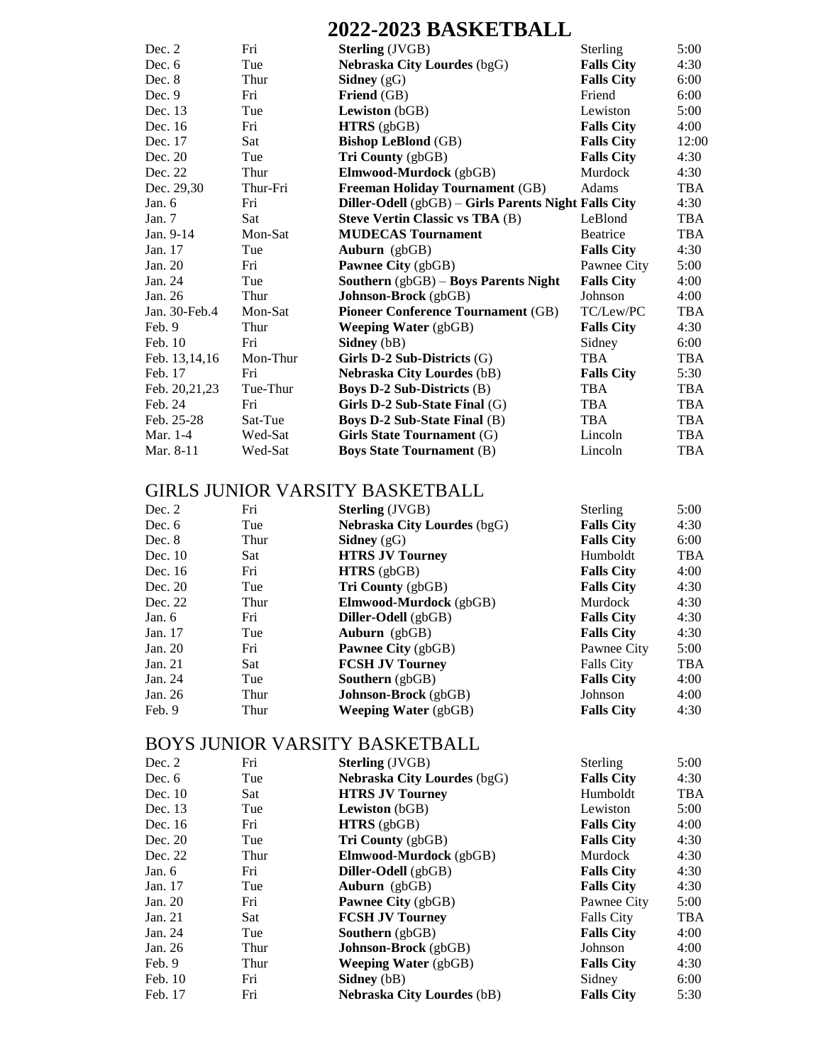# 2022-2023 BASKETBALL

| Date | Day | Opponent | Location | Time |
|---|---|---|---|---|
| Dec. 2 | Fri | **Sterling** (JVGB) | Sterling | 5:00 |
| Dec. 6 | Tue | **Nebraska City Lourdes** (bgG) | **Falls City** | 4:30 |
| Dec. 8 | Thur | **Sidney** (gG) | **Falls City** | 6:00 |
| Dec. 9 | Fri | **Friend** (GB) | Friend | 6:00 |
| Dec. 13 | Tue | **Lewiston** (bGB) | Lewiston | 5:00 |
| Dec. 16 | Fri | **HTRS** (gbGB) | **Falls City** | 4:00 |
| Dec. 17 | Sat | **Bishop LeBlond** (GB) | **Falls City** | 12:00 |
| Dec. 20 | Tue | **Tri County** (gbGB) | **Falls City** | 4:30 |
| Dec. 22 | Thur | **Elmwood-Murdock** (gbGB) | Murdock | 4:30 |
| Dec. 29,30 | Thur-Fri | **Freeman Holiday Tournament** (GB) | Adams | TBA |
| Jan. 6 | Fri | **Diller-Odell** (gbGB) – **Girls Parents Night** | **Falls City** | 4:30 |
| Jan. 7 | Sat | **Steve Vertin Classic vs TBA** (B) | LeBlond | TBA |
| Jan. 9-14 | Mon-Sat | **MUDECAS Tournament** | Beatrice | TBA |
| Jan. 17 | Tue | **Auburn** (gbGB) | **Falls City** | 4:30 |
| Jan. 20 | Fri | **Pawnee City** (gbGB) | Pawnee City | 5:00 |
| Jan. 24 | Tue | **Southern** (gbGB) – **Boys Parents Night** | **Falls City** | 4:00 |
| Jan. 26 | Thur | **Johnson-Brock** (gbGB) | Johnson | 4:00 |
| Jan. 30-Feb.4 | Mon-Sat | **Pioneer Conference Tournament** (GB) | TC/Lew/PC | TBA |
| Feb. 9 | Thur | **Weeping Water** (gbGB) | **Falls City** | 4:30 |
| Feb. 10 | Fri | **Sidney** (bB) | Sidney | 6:00 |
| Feb. 13,14,16 | Mon-Thur | **Girls D-2 Sub-Districts** (G) | TBA | TBA |
| Feb. 17 | Fri | **Nebraska City Lourdes** (bB) | **Falls City** | 5:30 |
| Feb. 20,21,23 | Tue-Thur | **Boys D-2 Sub-Districts** (B) | TBA | TBA |
| Feb. 24 | Fri | **Girls D-2 Sub-State Final** (G) | TBA | TBA |
| Feb. 25-28 | Sat-Tue | **Boys D-2 Sub-State Final** (B) | TBA | TBA |
| Mar. 1-4 | Wed-Sat | **Girls State Tournament** (G) | Lincoln | TBA |
| Mar. 8-11 | Wed-Sat | **Boys State Tournament** (B) | Lincoln | TBA |

## GIRLS JUNIOR VARSITY BASKETBALL

| Date | Day | Opponent | Location | Time |
|---|---|---|---|---|
| Dec. 2 | Fri | **Sterling** (JVGB) | Sterling | 5:00 |
| Dec. 6 | Tue | **Nebraska City Lourdes** (bgG) | **Falls City** | 4:30 |
| Dec. 8 | Thur | **Sidney** (gG) | **Falls City** | 6:00 |
| Dec. 10 | Sat | **HTRS JV Tourney** | Humboldt | TBA |
| Dec. 16 | Fri | **HTRS** (gbGB) | **Falls City** | 4:00 |
| Dec. 20 | Tue | **Tri County** (gbGB) | **Falls City** | 4:30 |
| Dec. 22 | Thur | **Elmwood-Murdock** (gbGB) | Murdock | 4:30 |
| Jan. 6 | Fri | **Diller-Odell** (gbGB) | **Falls City** | 4:30 |
| Jan. 17 | Tue | **Auburn** (gbGB) | **Falls City** | 4:30 |
| Jan. 20 | Fri | **Pawnee City** (gbGB) | Pawnee City | 5:00 |
| Jan. 21 | Sat | **FCSH JV Tourney** | Falls City | TBA |
| Jan. 24 | Tue | **Southern** (gbGB) | **Falls City** | 4:00 |
| Jan. 26 | Thur | **Johnson-Brock** (gbGB) | Johnson | 4:00 |
| Feb. 9 | Thur | **Weeping Water** (gbGB) | **Falls City** | 4:30 |

## BOYS JUNIOR VARSITY BASKETBALL

| Date | Day | Opponent | Location | Time |
|---|---|---|---|---|
| Dec. 2 | Fri | **Sterling** (JVGB) | Sterling | 5:00 |
| Dec. 6 | Tue | **Nebraska City Lourdes** (bgG) | **Falls City** | 4:30 |
| Dec. 10 | Sat | **HTRS JV Tourney** | Humboldt | TBA |
| Dec. 13 | Tue | **Lewiston** (bGB) | Lewiston | 5:00 |
| Dec. 16 | Fri | **HTRS** (gbGB) | **Falls City** | 4:00 |
| Dec. 20 | Tue | **Tri County** (gbGB) | **Falls City** | 4:30 |
| Dec. 22 | Thur | **Elmwood-Murdock** (gbGB) | Murdock | 4:30 |
| Jan. 6 | Fri | **Diller-Odell** (gbGB) | **Falls City** | 4:30 |
| Jan. 17 | Tue | **Auburn** (gbGB) | **Falls City** | 4:30 |
| Jan. 20 | Fri | **Pawnee City** (gbGB) | Pawnee City | 5:00 |
| Jan. 21 | Sat | **FCSH JV Tourney** | Falls City | TBA |
| Jan. 24 | Tue | **Southern** (gbGB) | **Falls City** | 4:00 |
| Jan. 26 | Thur | **Johnson-Brock** (gbGB) | Johnson | 4:00 |
| Feb. 9 | Thur | **Weeping Water** (gbGB) | **Falls City** | 4:30 |
| Feb. 10 | Fri | **Sidney** (bB) | Sidney | 6:00 |
| Feb. 17 | Fri | **Nebraska City Lourdes** (bB) | **Falls City** | 5:30 |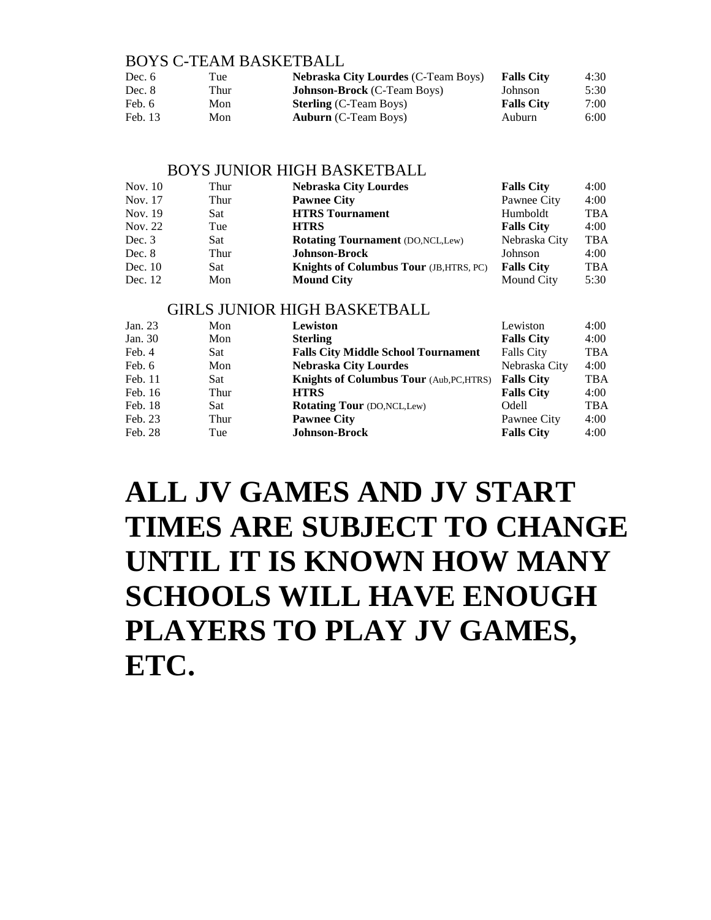## BOYS C-TEAM BASKETBALL

| | | | | |
|---|---|---|---|---|
| Dec. 6 | Tue | **Nebraska City Lourdes** (C-Team Boys) | **Falls City** | 4:30 |
| Dec. 8 | Thur | **Johnson-Brock** (C-Team Boys) | Johnson | 5:30 |
| Feb. 6 | Mon | **Sterling** (C-Team Boys) | **Falls City** | 7:00 |
| Feb. 13 | Mon | **Auburn** (C-Team Boys) | Auburn | 6:00 |

## BOYS JUNIOR HIGH BASKETBALL

| | | | | |
|---|---|---|---|---|
| Nov. 10 | Thur | **Nebraska City Lourdes** | **Falls City** | 4:00 |
| Nov. 17 | Thur | **Pawnee City** | Pawnee City | 4:00 |
| Nov. 19 | Sat | **HTRS Tournament** | Humboldt | TBA |
| Nov. 22 | Tue | **HTRS** | **Falls City** | 4:00 |
| Dec. 3 | Sat | **Rotating Tournament** (DO,NCL,Lew) | Nebraska City | TBA |
| Dec. 8 | Thur | **Johnson-Brock** | Johnson | 4:00 |
| Dec. 10 | Sat | **Knights of Columbus Tour** (JB,HTRS, PC) | **Falls City** | TBA |
| Dec. 12 | Mon | **Mound City** | Mound City | 5:30 |

## GIRLS JUNIOR HIGH BASKETBALL

| | | | | |
|---|---|---|---|---|
| Jan. 23 | Mon | **Lewiston** | Lewiston | 4:00 |
| Jan. 30 | Mon | **Sterling** | **Falls City** | 4:00 |
| Feb. 4 | Sat | **Falls City Middle School Tournament** | Falls City | TBA |
| Feb. 6 | Mon | **Nebraska City Lourdes** | Nebraska City | 4:00 |
| Feb. 11 | Sat | **Knights of Columbus Tour** (Aub,PC,HTRS) | **Falls City** | TBA |
| Feb. 16 | Thur | **HTRS** | **Falls City** | 4:00 |
| Feb. 18 | Sat | **Rotating Tour** (DO,NCL,Lew) | Odell | TBA |
| Feb. 23 | Thur | **Pawnee City** | Pawnee City | 4:00 |
| Feb. 28 | Tue | **Johnson-Brock** | **Falls City** | 4:00 |

# ALL JV GAMES AND JV START TIMES ARE SUBJECT TO CHANGE UNTIL IT IS KNOWN HOW MANY SCHOOLS WILL HAVE ENOUGH PLAYERS TO PLAY JV GAMES, ETC.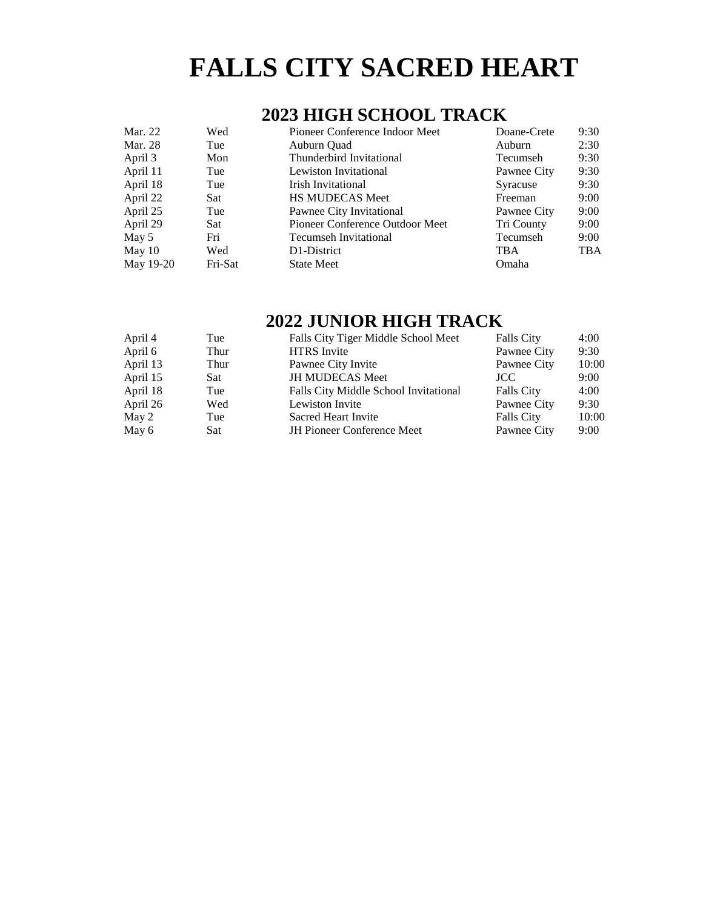# FALLS CITY SACRED HEART

## 2023 HIGH SCHOOL TRACK

| | | | | |
|---|---|---|---|---|
| Mar. 22 | Wed | Pioneer Conference Indoor Meet | Doane-Crete | 9:30 |
| Mar. 28 | Tue | Auburn Quad | Auburn | 2:30 |
| April 3 | Mon | Thunderbird Invitational | Tecumseh | 9:30 |
| April 11 | Tue | Lewiston Invitational | Pawnee City | 9:30 |
| April 18 | Tue | Irish Invitational | Syracuse | 9:30 |
| April 22 | Sat | HS MUDECAS Meet | Freeman | 9:00 |
| April 25 | Tue | Pawnee City Invitational | Pawnee City | 9:00 |
| April 29 | Sat | Pioneer Conference Outdoor Meet | Tri County | 9:00 |
| May 5 | Fri | Tecumseh Invitational | Tecumseh | 9:00 |
| May 10 | Wed | D1-District | TBA | TBA |
| May 19-20 | Fri-Sat | State Meet | Omaha | |

## 2022 JUNIOR HIGH TRACK

| | | | | |
|---|---|---|---|---|
| April 4 | Tue | Falls City Tiger Middle School Meet | Falls City | 4:00 |
| April 6 | Thur | HTRS Invite | Pawnee City | 9:30 |
| April 13 | Thur | Pawnee City Invite | Pawnee City | 10:00 |
| April 15 | Sat | JH MUDECAS Meet | JCC | 9:00 |
| April 18 | Tue | Falls City Middle School Invitational | Falls City | 4:00 |
| April 26 | Wed | Lewiston Invite | Pawnee City | 9:30 |
| May 2 | Tue | Sacred Heart Invite | Falls City | 10:00 |
| May 6 | Sat | JH Pioneer Conference Meet | Pawnee City | 9:00 |